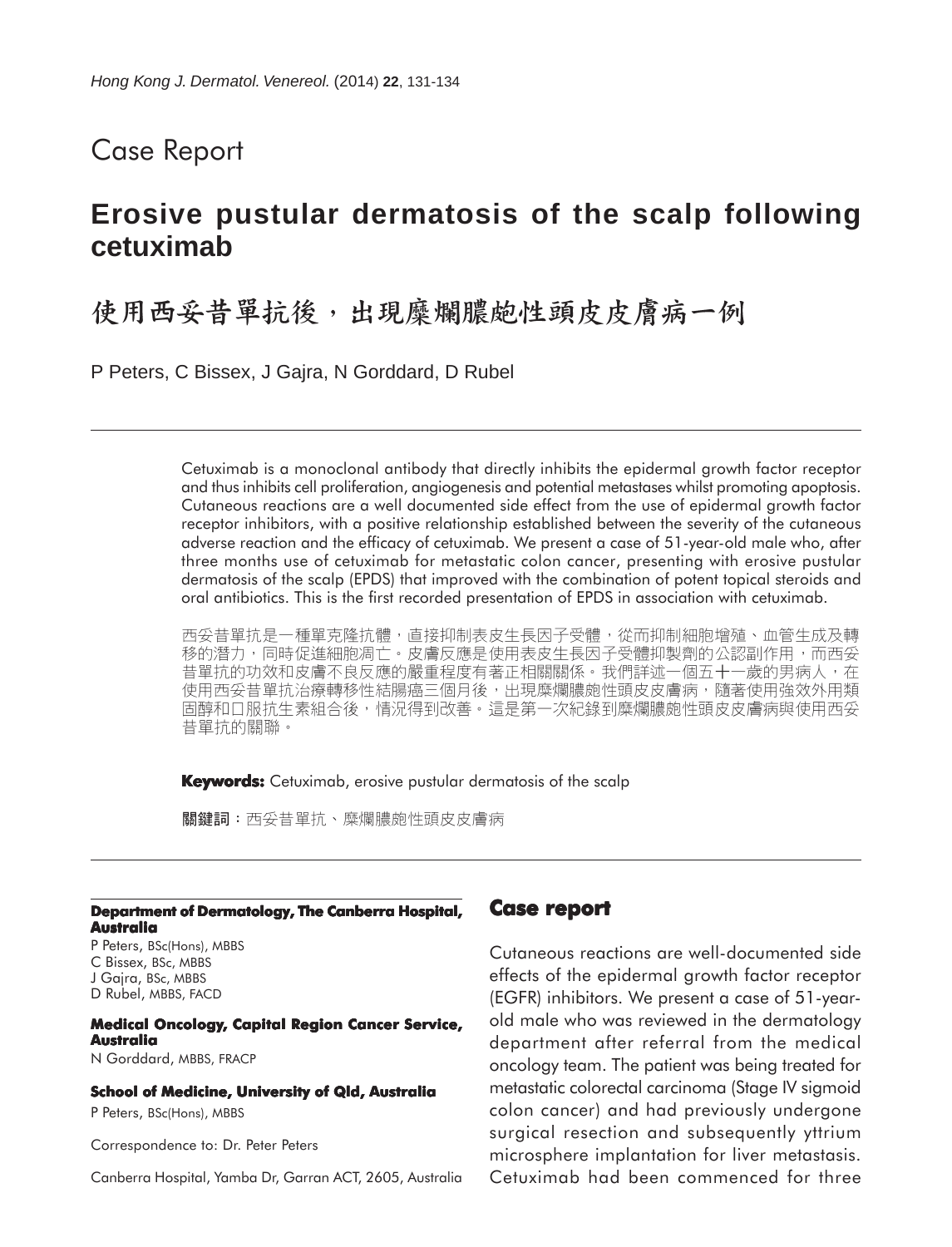Case Report

# Erosive pustular dermatosis of the scalp following cetuximab

# 使用西妥昔單抗後，出現糜爛膿皰性頭皮皮膚病一例

P Peters, C Bissex, J Gajra, N Gorddard, D Rubel

Cetuximab is a monoclonal antibody that directly inhibits the epidermal growth factor receptor and thus inhibits cell proliferation, angiogenesis and potential metastases whilst promoting apoptosis. Cutaneous reactions are a well documented side effect from the use of epidermal growth factor receptor inhibitors, with a positive relationship established between the severity of the cutaneous adverse reaction and the efficacy of cetuximab. We present a case of 51-year-old male who, after three months use of cetuximab for metastatic colon cancer, presenting with erosive pustular dermatosis of the scalp (EPDS) that improved with the combination of potent topical steroids and oral antibiotics. This is the first recorded presentation of EPDS in association with cetuximab.

西妥昔單抗是一種單克隆抗體，直接抑制表皮生長因子受體，從而抑制細胞增殖、血管生成及轉移的潛力，同時促進細胞凋亡。皮膚反應是使用表皮生長因子受體抑製劑的公認副作用，而西妥昔單抗的功效和皮膚不良反應的嚴重程度有著正相關關係。我們詳述一個五十一歲的男病人，在使用西妥昔單抗治療轉移性結腸癌三個月後，出現糜爛膿皰性頭皮皮膚病，隨著使用強效外用類固醇和口服抗生素組合後，情況得到改善。這是第一次紀錄到糜爛膿皰性頭皮皮膚病與使用西妥昔單抗的關聯。

**Keywords:** Cetuximab, erosive pustular dermatosis of the scalp

**關鍵詞**：西妥昔單抗、糜爛膿皰性頭皮皮膚病

**Department of Dermatology, The Canberra Hospital, Australia**

P Peters, BSc(Hons), MBBS
C Bissex, BSc, MBBS
J Gajra, BSc, MBBS
D Rubel, MBBS, FACD

**Medical Oncology, Capital Region Cancer Service, Australia**

N Gorddard, MBBS, FRACP

**School of Medicine, University of Qld, Australia**

P Peters, BSc(Hons), MBBS

Correspondence to: Dr. Peter Peters

Canberra Hospital, Yamba Dr, Garran ACT, 2605, Australia

## Case report

Cutaneous reactions are well-documented side effects of the epidermal growth factor receptor (EGFR) inhibitors. We present a case of 51-year-old male who was reviewed in the dermatology department after referral from the medical oncology team. The patient was being treated for metastatic colorectal carcinoma (Stage IV sigmoid colon cancer) and had previously undergone surgical resection and subsequently yttrium microsphere implantation for liver metastasis. Cetuximab had been commenced for three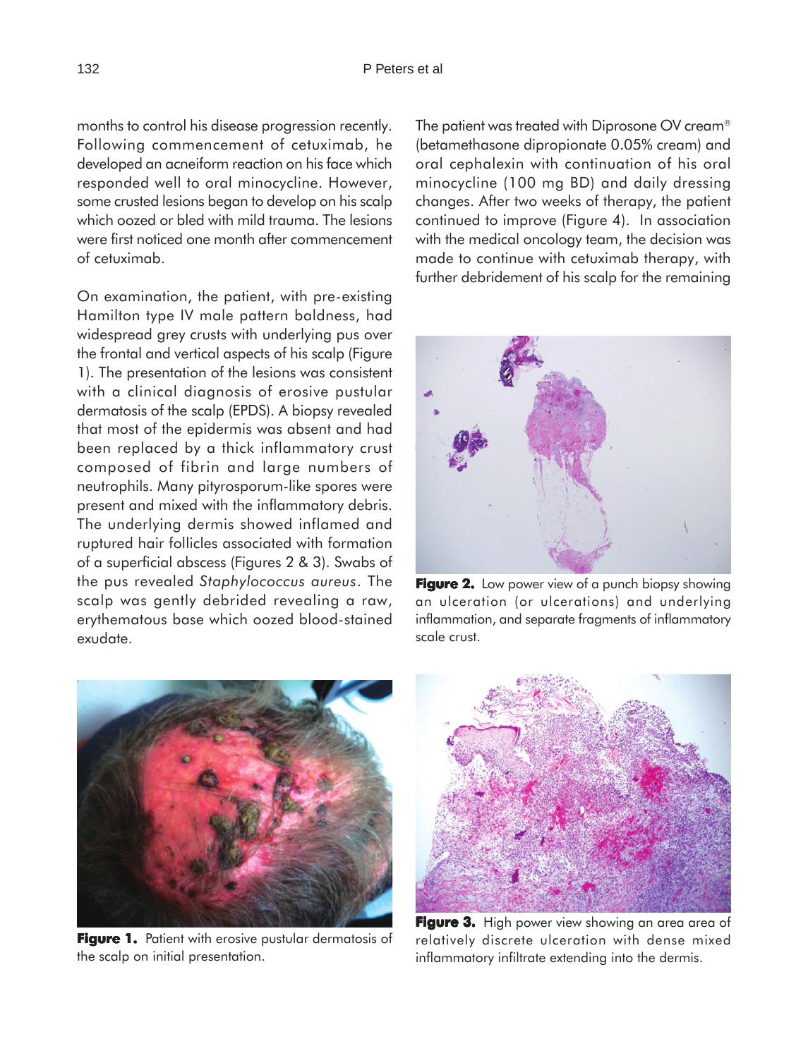months to control his disease progression recently. Following commencement of cetuximab, he developed an acneiform reaction on his face which responded well to oral minocycline. However, some crusted lesions began to develop on his scalp which oozed or bled with mild trauma. The lesions were first noticed one month after commencement of cetuximab.

On examination, the patient, with pre-existing Hamilton type IV male pattern baldness, had widespread grey crusts with underlying pus over the frontal and vertical aspects of his scalp (Figure 1). The presentation of the lesions was consistent with a clinical diagnosis of erosive pustular dermatosis of the scalp (EPDS). A biopsy revealed that most of the epidermis was absent and had been replaced by a thick inflammatory crust composed of fibrin and large numbers of neutrophils. Many pityrosporum-like spores were present and mixed with the inflammatory debris. The underlying dermis showed inflamed and ruptured hair follicles associated with formation of a superficial abscess (Figures 2 & 3). Swabs of the pus revealed *Staphylococcus aureus*. The scalp was gently debrided revealing a raw, erythematous base which oozed blood-stained exudate.

The patient was treated with Diprosone OV cream® (betamethasone dipropionate 0.05% cream) and oral cephalexin with continuation of his oral minocycline (100 mg BD) and daily dressing changes. After two weeks of therapy, the patient continued to improve (Figure 4). In association with the medical oncology team, the decision was made to continue with cetuximab therapy, with further debridement of his scalp for the remaining

**Figure 2.** Low power view of a punch biopsy showing an ulceration (or ulcerations) and underlying inflammation, and separate fragments of inflammatory scale crust.

**Figure 1.** Patient with erosive pustular dermatosis of the scalp on initial presentation.

**Figure 3.** High power view showing an area area of relatively discrete ulceration with dense mixed inflammatory infiltrate extending into the dermis.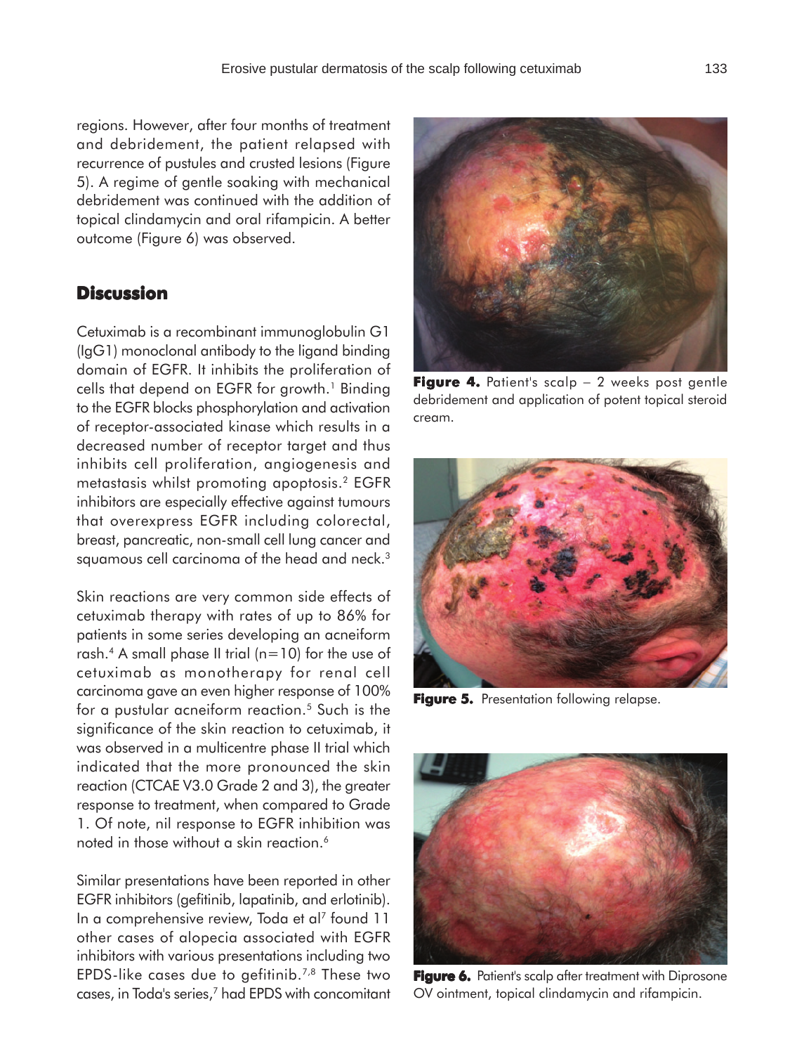regions. However, after four months of treatment and debridement, the patient relapsed with recurrence of pustules and crusted lesions (Figure 5). A regime of gentle soaking with mechanical debridement was continued with the addition of topical clindamycin and oral rifampicin. A better outcome (Figure 6) was observed.

**Figure 4.** Patient's scalp – 2 weeks post gentle debridement and application of potent topical steroid cream.

**Figure 5.** Presentation following relapse.

**Figure 6.** Patient's scalp after treatment with Diprosone OV ointment, topical clindamycin and rifampicin.

## Discussion

Cetuximab is a recombinant immunoglobulin G1 (IgG1) monoclonal antibody to the ligand binding domain of EGFR. It inhibits the proliferation of cells that depend on EGFR for growth.[1] Binding to the EGFR blocks phosphorylation and activation of receptor-associated kinase which results in a decreased number of receptor target and thus inhibits cell proliferation, angiogenesis and metastasis whilst promoting apoptosis.[2] EGFR inhibitors are especially effective against tumours that overexpress EGFR including colorectal, breast, pancreatic, non-small cell lung cancer and squamous cell carcinoma of the head and neck.[3]

Skin reactions are very common side effects of cetuximab therapy with rates of up to 86% for patients in some series developing an acneiform rash.[4] A small phase II trial (n=10) for the use of cetuximab as monotherapy for renal cell carcinoma gave an even higher response of 100% for a pustular acneiform reaction.[5] Such is the significance of the skin reaction to cetuximab, it was observed in a multicentre phase II trial which indicated that the more pronounced the skin reaction (CTCAE V3.0 Grade 2 and 3), the greater response to treatment, when compared to Grade 1. Of note, nil response to EGFR inhibition was noted in those without a skin reaction.[6]

Similar presentations have been reported in other EGFR inhibitors (gefitinib, lapatinib, and erlotinib). In a comprehensive review, Toda et al[7] found 11 other cases of alopecia associated with EGFR inhibitors with various presentations including two EPDS-like cases due to gefitinib.[7,8] These two cases, in Toda's series,[7] had EPDS with concomitant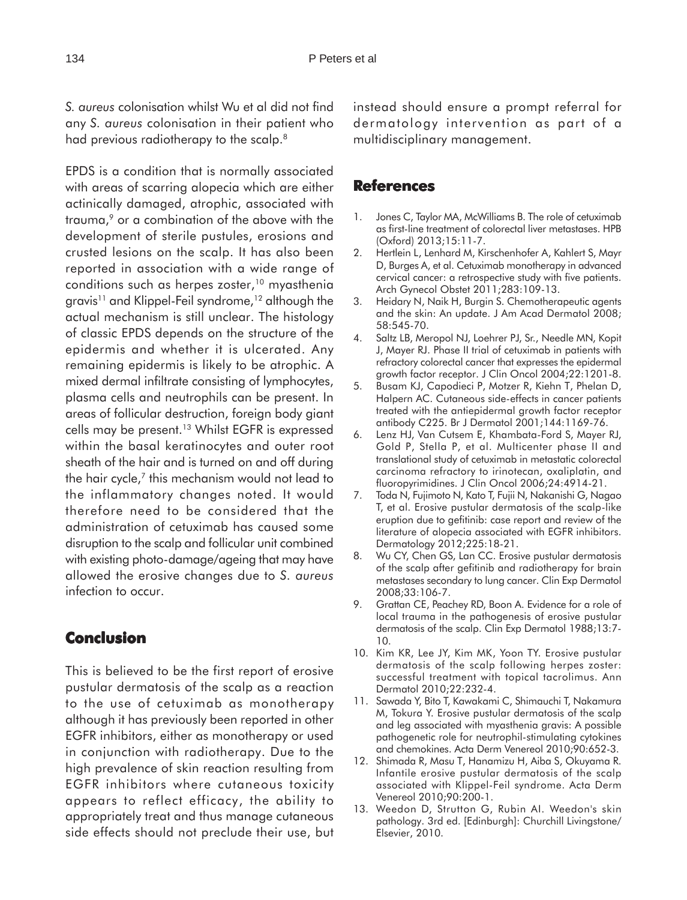*S. aureus* colonisation whilst Wu et al did not find any *S. aureus* colonisation in their patient who had previous radiotherapy to the scalp.[8]

EPDS is a condition that is normally associated with areas of scarring alopecia which are either actinically damaged, atrophic, associated with trauma,[9] or a combination of the above with the development of sterile pustules, erosions and crusted lesions on the scalp. It has also been reported in association with a wide range of conditions such as herpes zoster,[10] myasthenia gravis[11] and Klippel-Feil syndrome,[12] although the actual mechanism is still unclear. The histology of classic EPDS depends on the structure of the epidermis and whether it is ulcerated. Any remaining epidermis is likely to be atrophic. A mixed dermal infiltrate consisting of lymphocytes, plasma cells and neutrophils can be present. In areas of follicular destruction, foreign body giant cells may be present.[13] Whilst EGFR is expressed within the basal keratinocytes and outer root sheath of the hair and is turned on and off during the hair cycle,[7] this mechanism would not lead to the inflammatory changes noted. It would therefore need to be considered that the administration of cetuximab has caused some disruption to the scalp and follicular unit combined with existing photo-damage/ageing that may have allowed the erosive changes due to *S. aureus* infection to occur.

## Conclusion

This is believed to be the first report of erosive pustular dermatosis of the scalp as a reaction to the use of cetuximab as monotherapy although it has previously been reported in other EGFR inhibitors, either as monotherapy or used in conjunction with radiotherapy. Due to the high prevalence of skin reaction resulting from EGFR inhibitors where cutaneous toxicity appears to reflect efficacy, the ability to appropriately treat and thus manage cutaneous side effects should not preclude their use, but instead should ensure a prompt referral for dermatology intervention as part of a multidisciplinary management.

## References

1. Jones C, Taylor MA, McWilliams B. The role of cetuximab as first-line treatment of colorectal liver metastases. HPB (Oxford) 2013;15:11-7.
2. Hertlein L, Lenhard M, Kirschenhofer A, Kahlert S, Mayr D, Burges A, et al. Cetuximab monotherapy in advanced cervical cancer: a retrospective study with five patients. Arch Gynecol Obstet 2011;283:109-13.
3. Heidary N, Naik H, Burgin S. Chemotherapeutic agents and the skin: An update. J Am Acad Dermatol 2008; 58:545-70.
4. Saltz LB, Meropol NJ, Loehrer PJ, Sr., Needle MN, Kopit J, Mayer RJ. Phase II trial of cetuximab in patients with refractory colorectal cancer that expresses the epidermal growth factor receptor. J Clin Oncol 2004;22:1201-8.
5. Busam KJ, Capodieci P, Motzer R, Kiehn T, Phelan D, Halpern AC. Cutaneous side-effects in cancer patients treated with the antiepidermal growth factor receptor antibody C225. Br J Dermatol 2001;144:1169-76.
6. Lenz HJ, Van Cutsem E, Khambata-Ford S, Mayer RJ, Gold P, Stella P, et al. Multicenter phase II and translational study of cetuximab in metastatic colorectal carcinoma refractory to irinotecan, oxaliplatin, and fluoropyrimidines. J Clin Oncol 2006;24:4914-21.
7. Toda N, Fujimoto N, Kato T, Fujii N, Nakanishi G, Nagao T, et al. Erosive pustular dermatosis of the scalp-like eruption due to gefitinib: case report and review of the literature of alopecia associated with EGFR inhibitors. Dermatology 2012;225:18-21.
8. Wu CY, Chen GS, Lan CC. Erosive pustular dermatosis of the scalp after gefitinib and radiotherapy for brain metastases secondary to lung cancer. Clin Exp Dermatol 2008;33:106-7.
9. Grattan CE, Peachey RD, Boon A. Evidence for a role of local trauma in the pathogenesis of erosive pustular dermatosis of the scalp. Clin Exp Dermatol 1988;13:7-10.
10. Kim KR, Lee JY, Kim MK, Yoon TY. Erosive pustular dermatosis of the scalp following herpes zoster: successful treatment with topical tacrolimus. Ann Dermatol 2010;22:232-4.
11. Sawada Y, Bito T, Kawakami C, Shimauchi T, Nakamura M, Tokura Y. Erosive pustular dermatosis of the scalp and leg associated with myasthenia gravis: A possible pathogenetic role for neutrophil-stimulating cytokines and chemokines. Acta Derm Venereol 2010;90:652-3.
12. Shimada R, Masu T, Hanamizu H, Aiba S, Okuyama R. Infantile erosive pustular dermatosis of the scalp associated with Klippel-Feil syndrome. Acta Derm Venereol 2010;90:200-1.
13. Weedon D, Strutton G, Rubin AI. Weedon's skin pathology. 3rd ed. [Edinburgh]: Churchill Livingstone/ Elsevier, 2010.